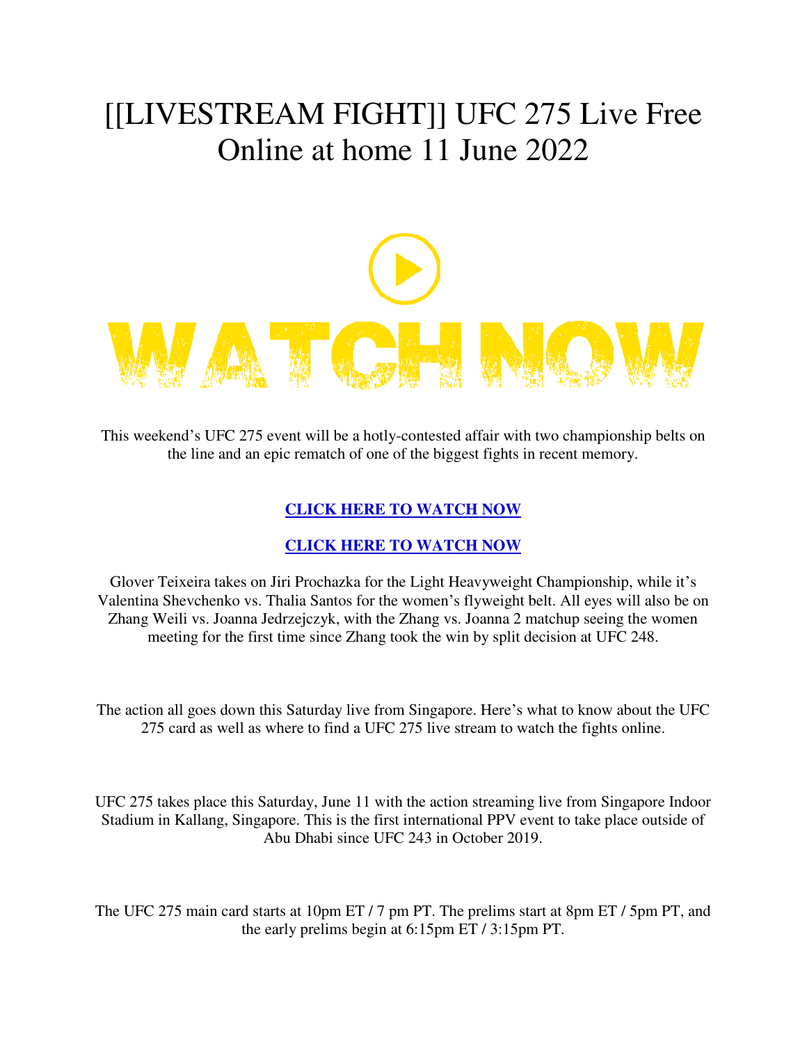# [[LIVESTREAM FIGHT]] UFC 275 Live Free Online at home 11 June 2022

WATCH NOW

This weekend's UFC 275 event will be a hotly-contested affair with two championship belts on the line and an epic rematch of one of the biggest fights in recent memory.

**CLICK HERE TO WATCH NOW**

**CLICK HERE TO WATCH NOW**

Glover Teixeira takes on Jiri Prochazka for the Light Heavyweight Championship, while it's Valentina Shevchenko vs. Thalia Santos for the women's flyweight belt. All eyes will also be on Zhang Weili vs. Joanna Jedrzejczyk, with the Zhang vs. Joanna 2 matchup seeing the women meeting for the first time since Zhang took the win by split decision at UFC 248.

The action all goes down this Saturday live from Singapore. Here's what to know about the UFC 275 card as well as where to find a UFC 275 live stream to watch the fights online.

UFC 275 takes place this Saturday, June 11 with the action streaming live from Singapore Indoor Stadium in Kallang, Singapore. This is the first international PPV event to take place outside of Abu Dhabi since UFC 243 in October 2019.

The UFC 275 main card starts at 10pm ET / 7 pm PT. The prelims start at 8pm ET / 5pm PT, and the early prelims begin at 6:15pm ET / 3:15pm PT.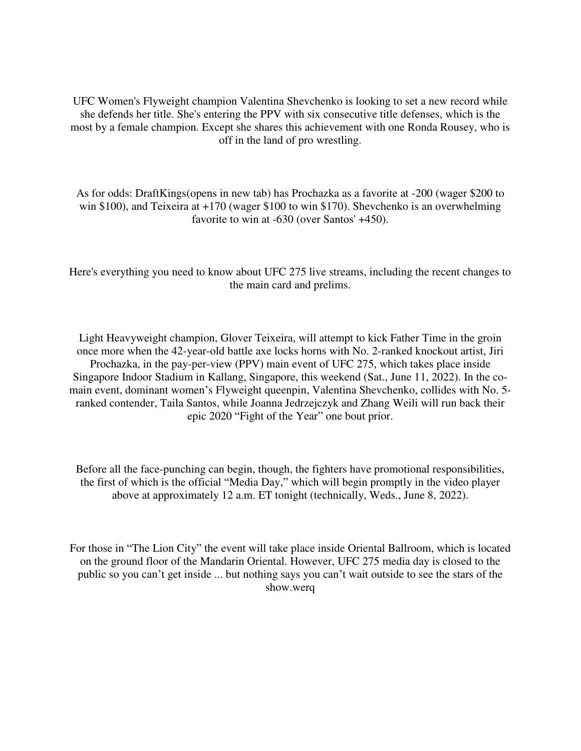UFC Women's Flyweight champion Valentina Shevchenko is looking to set a new record while she defends her title. She's entering the PPV with six consecutive title defenses, which is the most by a female champion. Except she shares this achievement with one Ronda Rousey, who is off in the land of pro wrestling.

As for odds: DraftKings(opens in new tab) has Prochazka as a favorite at -200 (wager $200 to win $100), and Teixeira at +170 (wager $100 to win $170). Shevchenko is an overwhelming favorite to win at -630 (over Santos' +450).

Here's everything you need to know about UFC 275 live streams, including the recent changes to the main card and prelims.

Light Heavyweight champion, Glover Teixeira, will attempt to kick Father Time in the groin once more when the 42-year-old battle axe locks horns with No. 2-ranked knockout artist, Jiri Prochazka, in the pay-per-view (PPV) main event of UFC 275, which takes place inside Singapore Indoor Stadium in Kallang, Singapore, this weekend (Sat., June 11, 2022). In the co-main event, dominant women's Flyweight queenpin, Valentina Shevchenko, collides with No. 5-ranked contender, Taila Santos, while Joanna Jedrzejczyk and Zhang Weili will run back their epic 2020 "Fight of the Year" one bout prior.

Before all the face-punching can begin, though, the fighters have promotional responsibilities, the first of which is the official "Media Day," which will begin promptly in the video player above at approximately 12 a.m. ET tonight (technically, Weds., June 8, 2022).

For those in "The Lion City" the event will take place inside Oriental Ballroom, which is located on the ground floor of the Mandarin Oriental. However, UFC 275 media day is closed to the public so you can't get inside ... but nothing says you can't wait outside to see the stars of the show.werq